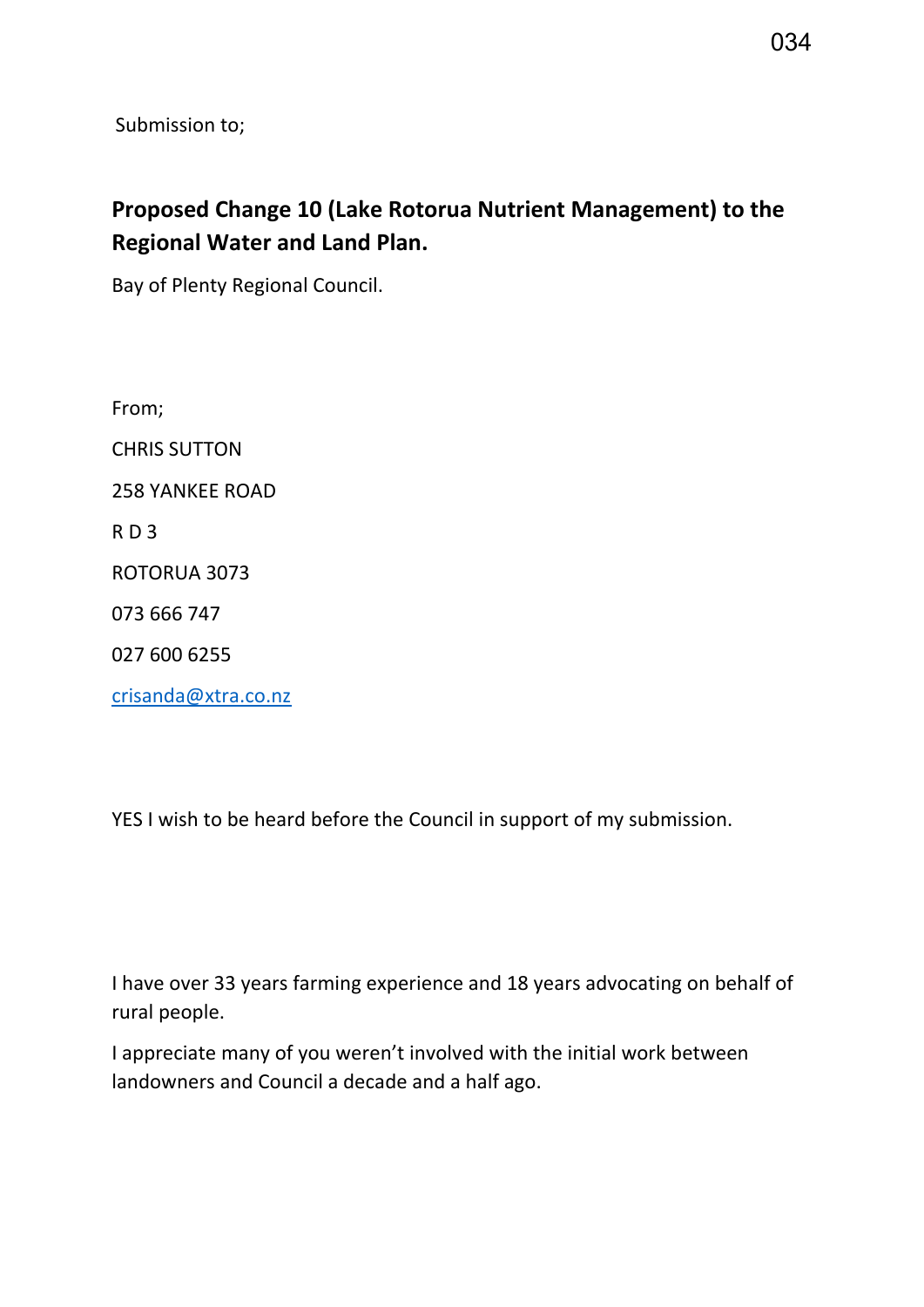Submission to;

**Proposed Change 10 (Lake Rotorua Nutrient Management) to the Regional Water and Land Plan.**

Bay of Plenty Regional Council.

From;

CHRIS SUTTON

258 YANKEE ROAD

R D 3

ROTORUA 3073

073 666 747

027 600 6255

crisanda@xtra.co.nz

YES I wish to be heard before the Council in support of my submission.

I have over 33 years farming experience and 18 years advocating on behalf of rural people.

I appreciate many of you weren't involved with the initial work between landowners and Council a decade and a half ago.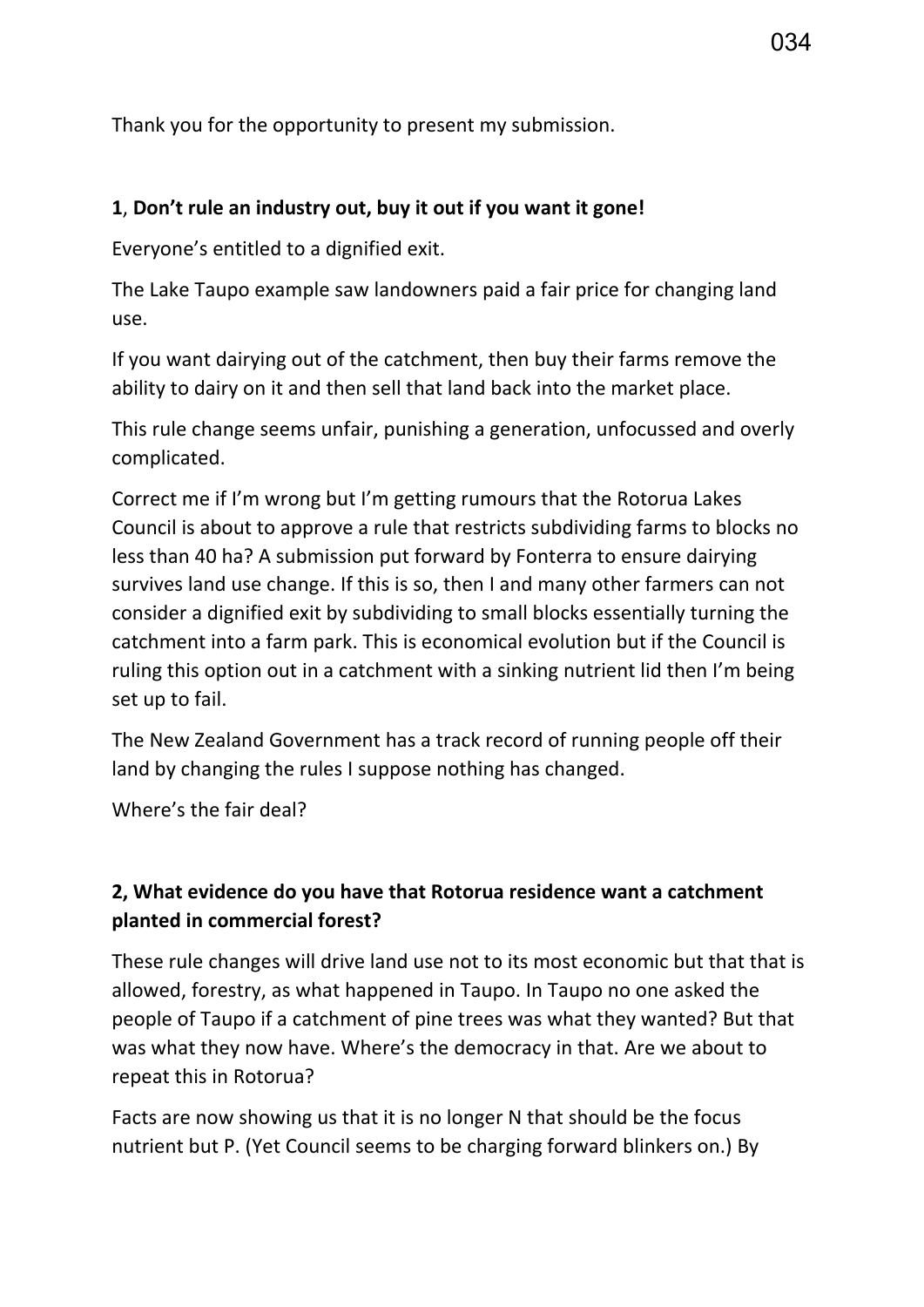Thank you for the opportunity to present my submission.

**1**, **Don't rule an industry out, buy it out if you want it gone!**

Everyone's entitled to a dignified exit.

The Lake Taupo example saw landowners paid a fair price for changing land use.

If you want dairying out of the catchment, then buy their farms remove the ability to dairy on it and then sell that land back into the market place.

This rule change seems unfair, punishing a generation, unfocussed and overly complicated.

Correct me if I'm wrong but I'm getting rumours that the Rotorua Lakes Council is about to approve a rule that restricts subdividing farms to blocks no less than 40 ha? A submission put forward by Fonterra to ensure dairying survives land use change. If this is so, then I and many other farmers can not consider a dignified exit by subdividing to small blocks essentially turning the catchment into a farm park. This is economical evolution but if the Council is ruling this option out in a catchment with a sinking nutrient lid then I'm being set up to fail.

The New Zealand Government has a track record of running people off their land by changing the rules I suppose nothing has changed.

Where's the fair deal?

**2, What evidence do you have that Rotorua residence want a catchment planted in commercial forest?**

These rule changes will drive land use not to its most economic but that that is allowed, forestry, as what happened in Taupo. In Taupo no one asked the people of Taupo if a catchment of pine trees was what they wanted? But that was what they now have. Where's the democracy in that. Are we about to repeat this in Rotorua?

Facts are now showing us that it is no longer N that should be the focus nutrient but P. (Yet Council seems to be charging forward blinkers on.) By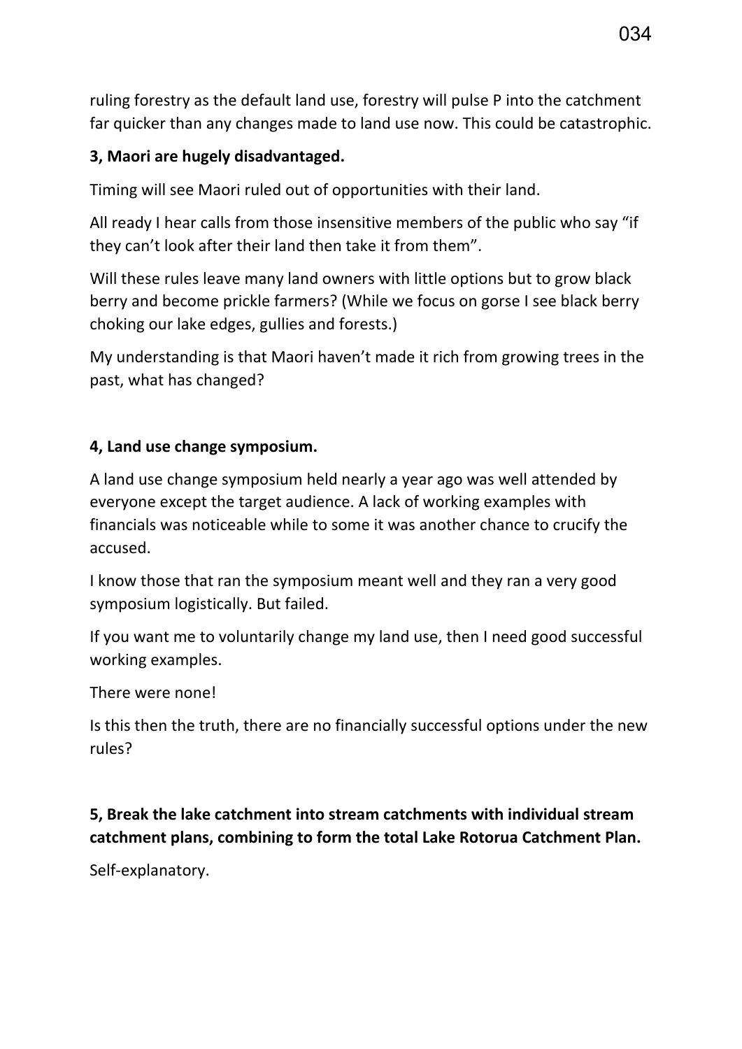ruling forestry as the default land use, forestry will pulse P into the catchment far quicker than any changes made to land use now. This could be catastrophic.

**3, Maori are hugely disadvantaged.**

Timing will see Maori ruled out of opportunities with their land.

All ready I hear calls from those insensitive members of the public who say “if they can’t look after their land then take it from them”.

Will these rules leave many land owners with little options but to grow black berry and become prickle farmers? (While we focus on gorse I see black berry choking our lake edges, gullies and forests.)

My understanding is that Maori haven’t made it rich from growing trees in the past, what has changed?

**4, Land use change symposium.**

A land use change symposium held nearly a year ago was well attended by everyone except the target audience. A lack of working examples with financials was noticeable while to some it was another chance to crucify the accused.

I know those that ran the symposium meant well and they ran a very good symposium logistically. But failed.

If you want me to voluntarily change my land use, then I need good successful working examples.

There were none!

Is this then the truth, there are no financially successful options under the new rules?

**5, Break the lake catchment into stream catchments with individual stream catchment plans, combining to form the total Lake Rotorua Catchment Plan.**

Self-explanatory.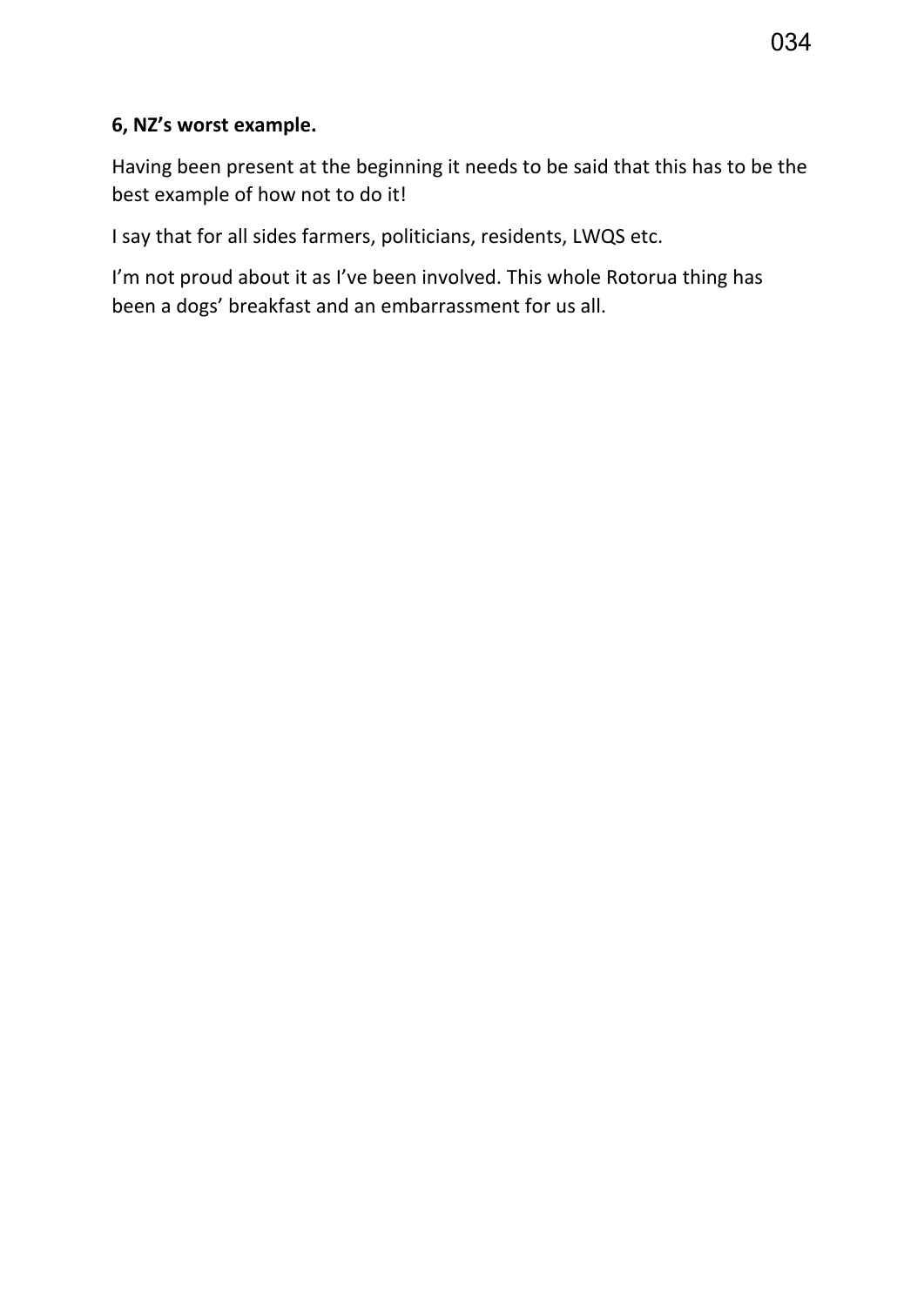**6, NZ's worst example.**

Having been present at the beginning it needs to be said that this has to be the best example of how not to do it!

I say that for all sides farmers, politicians, residents, LWQS etc.

I'm not proud about it as I've been involved. This whole Rotorua thing has been a dogs' breakfast and an embarrassment for us all.